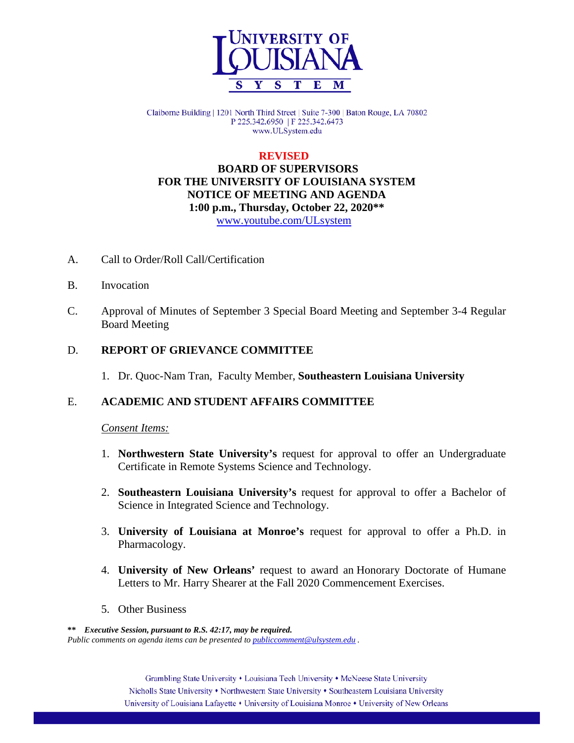Claiborne Building | 1201 North Third Street | Suite 7-300 | Baton Rouge, LA 70802
P 225.342.6950 | F 225.342.6473
www.ULSystem.edu

**REVISED**

**BOARD OF SUPERVISORS
FOR THE UNIVERSITY OF LOUISIANA SYSTEM
NOTICE OF MEETING AND AGENDA
1:00 p.m., Thursday, October 22, 2020\*\***

www.youtube.com/ULsystem

A. Call to Order/Roll Call/Certification

B. Invocation

C. Approval of Minutes of September 3 Special Board Meeting and September 3-4 Regular Board Meeting

D. **REPORT OF GRIEVANCE COMMITTEE**

1. Dr. Quoc-Nam Tran, Faculty Member, **Southeastern Louisiana University**

E. **ACADEMIC AND STUDENT AFFAIRS COMMITTEE**

*Consent Items:*

1. **Northwestern State University's** request for approval to offer an Undergraduate Certificate in Remote Systems Science and Technology.

2. **Southeastern Louisiana University's** request for approval to offer a Bachelor of Science in Integrated Science and Technology.

3. **University of Louisiana at Monroe's** request for approval to offer a Ph.D. in Pharmacology.

4. **University of New Orleans'** request to award an Honorary Doctorate of Humane Letters to Mr. Harry Shearer at the Fall 2020 Commencement Exercises.

5. Other Business

**\*\*** ***Executive Session, pursuant to R.S. 42:17, may be required.***
*Public comments on agenda items can be presented to publiccomment@ulsystem.edu .*

Grambling State University • Louisiana Tech University • McNeese State University
Nicholls State University • Northwestern State University • Southeastern Louisiana University
University of Louisiana Lafayette • University of Louisiana Monroe • University of New Orleans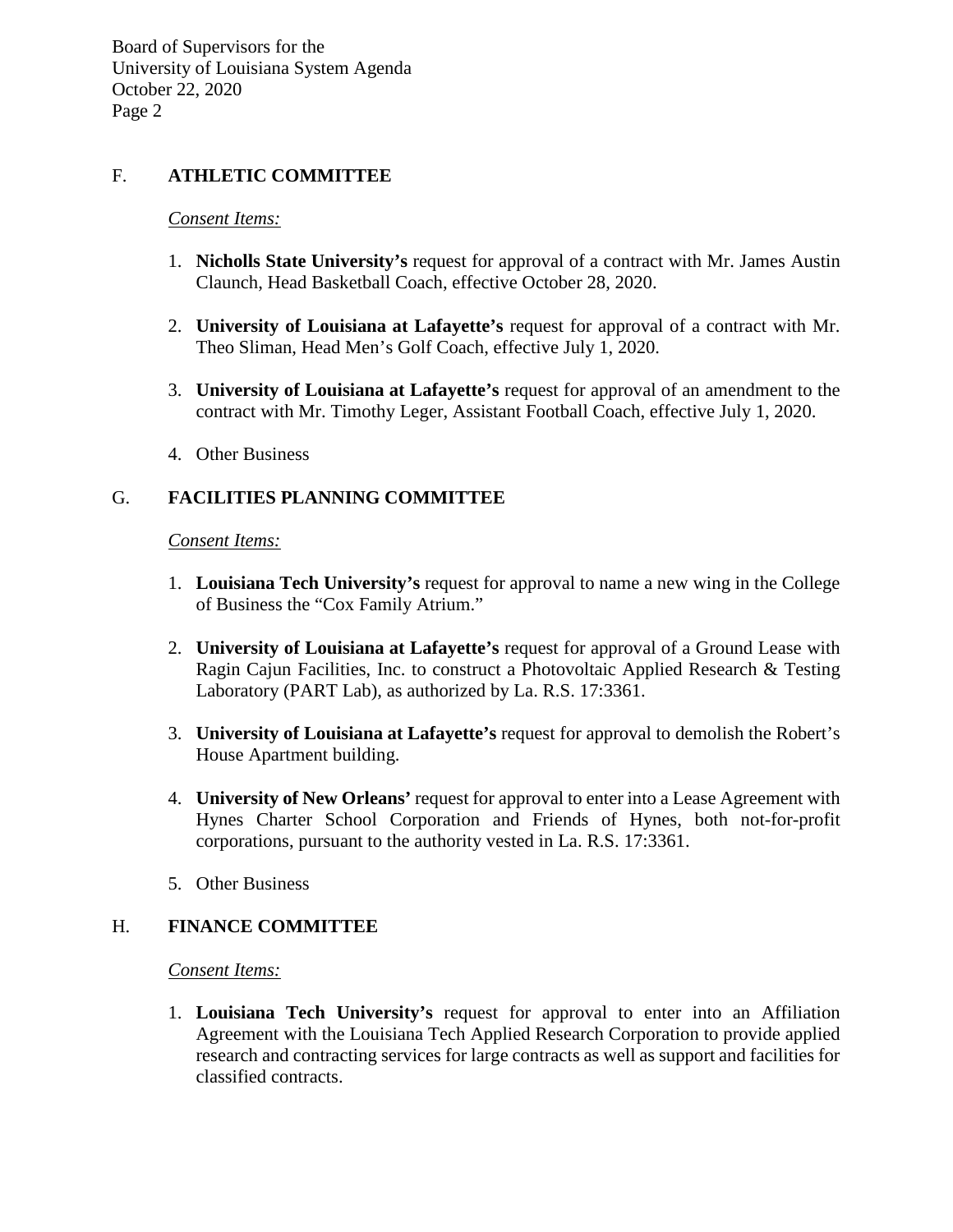## F. ATHLETIC COMMITTEE

*Consent Items:*

1. **Nicholls State University's** request for approval of a contract with Mr. James Austin Claunch, Head Basketball Coach, effective October 28, 2020.

2. **University of Louisiana at Lafayette's** request for approval of a contract with Mr. Theo Sliman, Head Men's Golf Coach, effective July 1, 2020.

3. **University of Louisiana at Lafayette's** request for approval of an amendment to the contract with Mr. Timothy Leger, Assistant Football Coach, effective July 1, 2020.

4. Other Business

## G. FACILITIES PLANNING COMMITTEE

*Consent Items:*

1. **Louisiana Tech University's** request for approval to name a new wing in the College of Business the "Cox Family Atrium."

2. **University of Louisiana at Lafayette's** request for approval of a Ground Lease with Ragin Cajun Facilities, Inc. to construct a Photovoltaic Applied Research & Testing Laboratory (PART Lab), as authorized by La. R.S. 17:3361.

3. **University of Louisiana at Lafayette's** request for approval to demolish the Robert's House Apartment building.

4. **University of New Orleans'** request for approval to enter into a Lease Agreement with Hynes Charter School Corporation and Friends of Hynes, both not-for-profit corporations, pursuant to the authority vested in La. R.S. 17:3361.

5. Other Business

## H. FINANCE COMMITTEE

*Consent Items:*

1. **Louisiana Tech University's** request for approval to enter into an Affiliation Agreement with the Louisiana Tech Applied Research Corporation to provide applied research and contracting services for large contracts as well as support and facilities for classified contracts.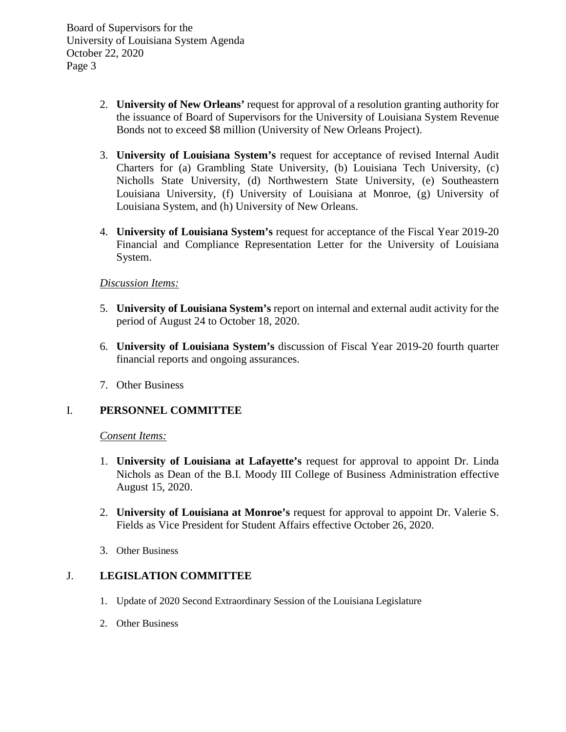2. **University of New Orleans'** request for approval of a resolution granting authority for the issuance of Board of Supervisors for the University of Louisiana System Revenue Bonds not to exceed $8 million (University of New Orleans Project).

3. **University of Louisiana System's** request for acceptance of revised Internal Audit Charters for (a) Grambling State University, (b) Louisiana Tech University, (c) Nicholls State University, (d) Northwestern State University, (e) Southeastern Louisiana University, (f) University of Louisiana at Monroe, (g) University of Louisiana System, and (h) University of New Orleans.

4. **University of Louisiana System's** request for acceptance of the Fiscal Year 2019-20 Financial and Compliance Representation Letter for the University of Louisiana System.

*Discussion Items:*

5. **University of Louisiana System's** report on internal and external audit activity for the period of August 24 to October 18, 2020.

6. **University of Louisiana System's** discussion of Fiscal Year 2019-20 fourth quarter financial reports and ongoing assurances.

7. Other Business

## I. PERSONNEL COMMITTEE

*Consent Items:*

1. **University of Louisiana at Lafayette's** request for approval to appoint Dr. Linda Nichols as Dean of the B.I. Moody III College of Business Administration effective August 15, 2020.

2. **University of Louisiana at Monroe's** request for approval to appoint Dr. Valerie S. Fields as Vice President for Student Affairs effective October 26, 2020.

3. Other Business

## J. LEGISLATION COMMITTEE

1. Update of 2020 Second Extraordinary Session of the Louisiana Legislature

2. Other Business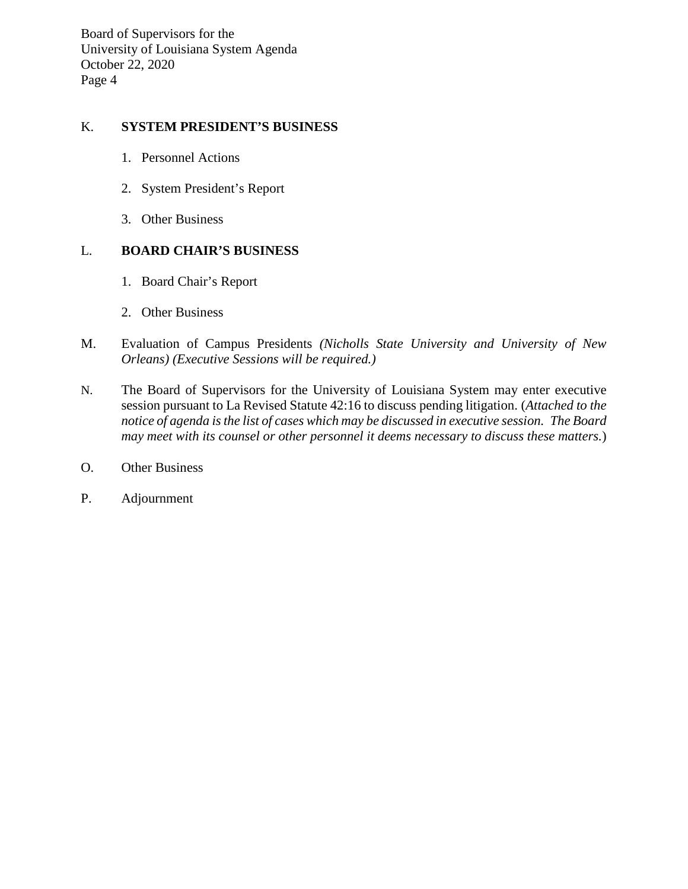K. **SYSTEM PRESIDENT'S BUSINESS**

1. Personnel Actions
2. System President's Report
3. Other Business

L. **BOARD CHAIR'S BUSINESS**

1. Board Chair's Report
2. Other Business

M. Evaluation of Campus Presidents *(Nicholls State University and University of New Orleans) (Executive Sessions will be required.)*

N. The Board of Supervisors for the University of Louisiana System may enter executive session pursuant to La Revised Statute 42:16 to discuss pending litigation. (*Attached to the notice of agenda is the list of cases which may be discussed in executive session. The Board may meet with its counsel or other personnel it deems necessary to discuss these matters.*)

O. Other Business

P. Adjournment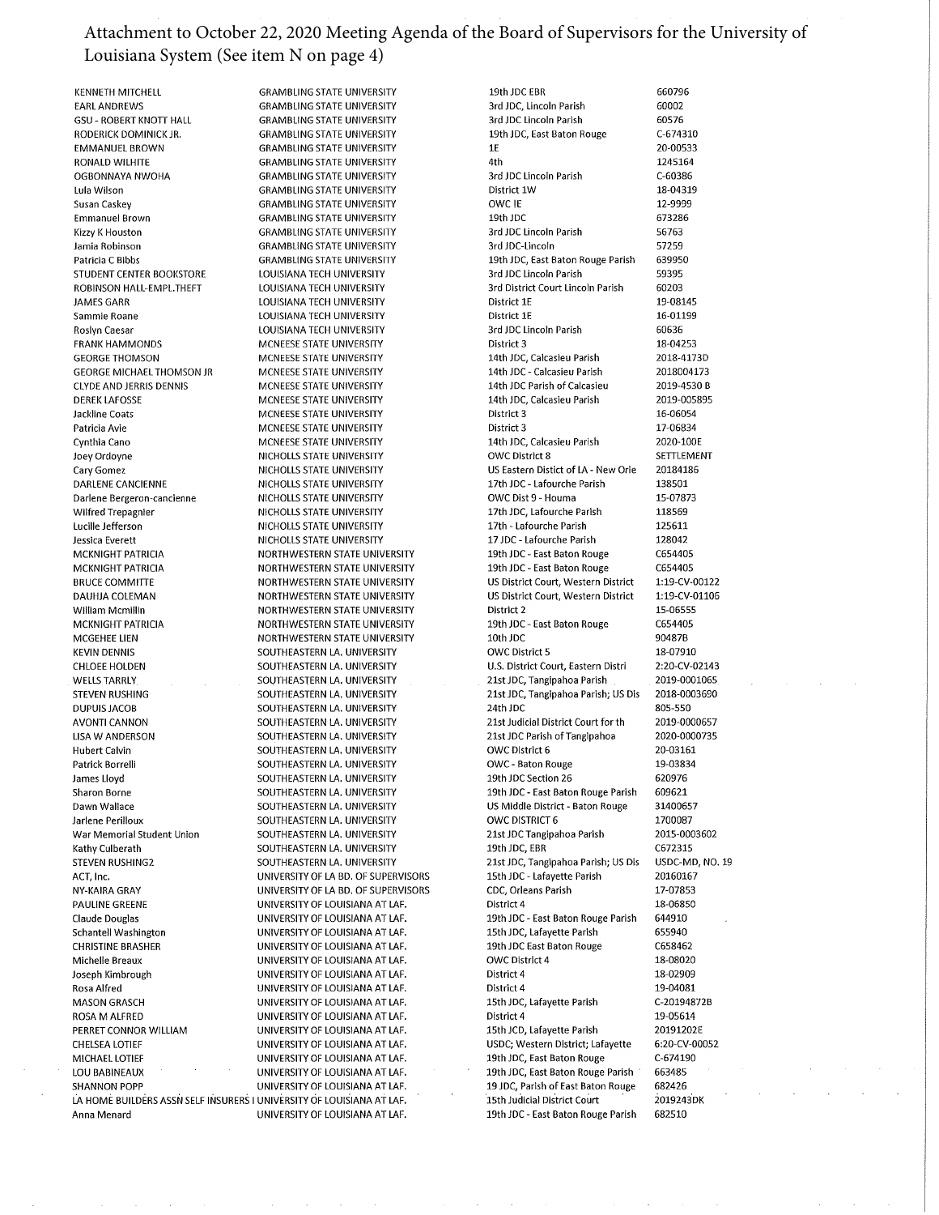Attachment to October 22, 2020 Meeting Agenda of the Board of Supervisors for the University of Louisiana System (See item N on page 4)

| | | | |
|---|---|---|---|
| KENNETH MITCHELL | GRAMBLING STATE UNIVERSITY | 19th JDC EBR | 660796 |
| EARL ANDREWS | GRAMBLING STATE UNIVERSITY | 3rd JDC, Lincoln Parish | 60002 |
| GSU - ROBERT KNOTT HALL | GRAMBLING STATE UNIVERSITY | 3rd JDC Lincoln Parish | 60576 |
| RODERICK DOMINICK JR. | GRAMBLING STATE UNIVERSITY | 19th JDC, East Baton Rouge | C-674310 |
| EMMANUEL BROWN | GRAMBLING STATE UNIVERSITY | 1E | 20-00533 |
| RONALD WILHITE | GRAMBLING STATE UNIVERSITY | 4th | 1245164 |
| OGBONNAYA NWOHA | GRAMBLING STATE UNIVERSITY | 3rd JDC Lincoln Parish | C-60386 |
| Lula Wilson | GRAMBLING STATE UNIVERSITY | District 1W | 18-04319 |
| Susan Caskey | GRAMBLING STATE UNIVERSITY | OWC IE | 12-9999 |
| Emmanuel Brown | GRAMBLING STATE UNIVERSITY | 19th JDC | 673286 |
| Kizzy K Houston | GRAMBLING STATE UNIVERSITY | 3rd JDC Lincoln Parish | 56763 |
| Jamia Robinson | GRAMBLING STATE UNIVERSITY | 3rd JDC-Lincoln | 57259 |
| Patricia C Bibbs | GRAMBLING STATE UNIVERSITY | 19th JDC, East Baton Rouge Parish | 639950 |
| STUDENT CENTER BOOKSTORE | LOUISIANA TECH UNIVERSITY | 3rd JDC Lincoln Parish | 59395 |
| ROBINSON HALL-EMPL.THEFT | LOUISIANA TECH UNIVERSITY | 3rd District Court Lincoln Parish | 60203 |
| JAMES GARR | LOUISIANA TECH UNIVERSITY | District 1E | 19-08145 |
| Sammie Roane | LOUISIANA TECH UNIVERSITY | District 1E | 16-01199 |
| Roslyn Caesar | LOUISIANA TECH UNIVERSITY | 3rd JDC Lincoln Parish | 60636 |
| FRANK HAMMONDS | MCNEESE STATE UNIVERSITY | District 3 | 18-04253 |
| GEORGE THOMSON | MCNEESE STATE UNIVERSITY | 14th JDC, Calcasieu Parish | 2018-4173D |
| GEORGE MICHAEL THOMSON JR | MCNEESE STATE UNIVERSITY | 14th JDC - Calcasieu Parish | 2018004173 |
| CLYDE AND JERRIS DENNIS | MCNEESE STATE UNIVERSITY | 14th JDC Parish of Calcasieu | 2019-4530 B |
| DEREK LAFOSSE | MCNEESE STATE UNIVERSITY | 14th JDC, Calcasieu Parish | 2019-005895 |
| Jackline Coats | MCNEESE STATE UNIVERSITY | District 3 | 16-06054 |
| Patricia Avie | MCNEESE STATE UNIVERSITY | District 3 | 17-06834 |
| Cynthia Cano | MCNEESE STATE UNIVERSITY | 14th JDC, Calcasieu Parish | 2020-100E |
| Joey Ordoyne | NICHOLLS STATE UNIVERSITY | OWC District 8 | SETTLEMENT |
| Cary Gomez | NICHOLLS STATE UNIVERSITY | US Eastern Distict of LA - New Orle | 20184186 |
| DARLENE CANCIENNE | NICHOLLS STATE UNIVERSITY | 17th JDC - Lafourche Parish | 138501 |
| Darlene Bergeron-cancienne | NICHOLLS STATE UNIVERSITY | OWC Dist 9 - Houma | 15-07873 |
| Wilfred Trepagnier | NICHOLLS STATE UNIVERSITY | 17th JDC, Lafourche Parish | 118569 |
| Lucille Jefferson | NICHOLLS STATE UNIVERSITY | 17th - Lafourche Parish | 125611 |
| Jessica Everett | NICHOLLS STATE UNIVERSITY | 17 JDC - Lafourche Parish | 128042 |
| MCKNIGHT PATRICIA | NORTHWESTERN STATE UNIVERSITY | 19th JDC - East Baton Rouge | C654405 |
| MCKNIGHT PATRICIA | NORTHWESTERN STATE UNIVERSITY | 19th JDC - East Baton Rouge | C654405 |
| BRUCE COMMITTE | NORTHWESTERN STATE UNIVERSITY | US District Court, Western District | 1:19-CV-00122 |
| DAUHJA COLEMAN | NORTHWESTERN STATE UNIVERSITY | US District Court, Western District | 1:19-CV-01106 |
| William Mcmillin | NORTHWESTERN STATE UNIVERSITY | District 2 | 15-06555 |
| MCKNIGHT PATRICIA | NORTHWESTERN STATE UNIVERSITY | 19th JDC - East Baton Rouge | C654405 |
| MCGEHEE LIEN | NORTHWESTERN STATE UNIVERSITY | 10th JDC | 90487B |
| KEVIN DENNIS | SOUTHEASTERN LA. UNIVERSITY | OWC District 5 | 18-07910 |
| CHLOEE HOLDEN | SOUTHEASTERN LA. UNIVERSITY | U.S. District Court, Eastern Distri | 2:20-CV-02143 |
| WELLS TARRLY | SOUTHEASTERN LA. UNIVERSITY | 21st JDC, Tangipahoa Parish | 2019-0001065 |
| STEVEN RUSHING | SOUTHEASTERN LA. UNIVERSITY | 21st JDC, Tangipahoa Parish; US Dis | 2018-0003690 |
| DUPUIS JACOB | SOUTHEASTERN LA. UNIVERSITY | 24th JDC | 805-550 |
| AVONTI CANNON | SOUTHEASTERN LA. UNIVERSITY | 21st Judicial District Court for th | 2019-0000657 |
| LISA W ANDERSON | SOUTHEASTERN LA. UNIVERSITY | 21st JDC Parish of Tangipahoa | 2020-0000735 |
| Hubert Calvin | SOUTHEASTERN LA. UNIVERSITY | OWC District 6 | 20-03161 |
| Patrick Borrelli | SOUTHEASTERN LA. UNIVERSITY | OWC - Baton Rouge | 19-03834 |
| James Lloyd | SOUTHEASTERN LA. UNIVERSITY | 19th JDC Section 26 | 620976 |
| Sharon Borne | SOUTHEASTERN LA. UNIVERSITY | 19th JDC - East Baton Rouge Parish | 609621 |
| Dawn Wallace | SOUTHEASTERN LA. UNIVERSITY | US Middle District - Baton Rouge | 31400657 |
| Jarlene Perilloux | SOUTHEASTERN LA. UNIVERSITY | OWC DISTRICT 6 | 1700087 |
| War Memorial Student Union | SOUTHEASTERN LA. UNIVERSITY | 21st JDC Tangipahoa Parish | 2015-0003602 |
| Kathy Culberath | SOUTHEASTERN LA. UNIVERSITY | 19th JDC, EBR | C672315 |
| STEVEN RUSHING2 | SOUTHEASTERN LA. UNIVERSITY | 21st JDC, Tangipahoa Parish; US Dis | USDC-MD, NO. 19 |
| ACT, Inc. | UNIVERSITY OF LA BD. OF SUPERVISORS | 15th JDC - Lafayette Parish | 20160167 |
| NY-KAIRA GRAY | UNIVERSITY OF LA BD. OF SUPERVISORS | CDC, Orleans Parish | 17-07853 |
| PAULINE GREENE | UNIVERSITY OF LOUISIANA AT LAF. | District 4 | 18-06850 |
| Claude Douglas | UNIVERSITY OF LOUISIANA AT LAF. | 19th JDC - East Baton Rouge Parish | 644910 |
| Schantell Washington | UNIVERSITY OF LOUISIANA AT LAF. | 15th JDC, Lafayette Parish | 655940 |
| CHRISTINE BRASHER | UNIVERSITY OF LOUISIANA AT LAF. | 19th JDC East Baton Rouge | C658462 |
| Michelle Breaux | UNIVERSITY OF LOUISIANA AT LAF. | OWC District 4 | 18-08020 |
| Joseph Kimbrough | UNIVERSITY OF LOUISIANA AT LAF. | District 4 | 18-02909 |
| Rosa Alfred | UNIVERSITY OF LOUISIANA AT LAF. | District 4 | 19-04081 |
| MASON GRASCH | UNIVERSITY OF LOUISIANA AT LAF. | 15th JDC, Lafayette Parish | C-20194872B |
| ROSA M ALFRED | UNIVERSITY OF LOUISIANA AT LAF. | District 4 | 19-05614 |
| PERRET CONNOR WILLIAM | UNIVERSITY OF LOUISIANA AT LAF. | 15th JCD, Lafayette Parish | 20191202E |
| CHELSEA LOTIEF | UNIVERSITY OF LOUISIANA AT LAF. | USDC; Western District; Lafayette | 6:20-CV-00052 |
| MICHAEL LOTIEF | UNIVERSITY OF LOUISIANA AT LAF. | 19th JDC, East Baton Rouge | C-674190 |
| LOU BABINEAUX | UNIVERSITY OF LOUISIANA AT LAF. | 19th JDC, East Baton Rouge Parish | 663485 |
| SHANNON POPP | UNIVERSITY OF LOUISIANA AT LAF. | 19 JDC, Parish of East Baton Rouge | 682426 |
| LA HOME BUILDERS ASSN SELF INSURERS I | UNIVERSITY OF LOUISIANA AT LAF. | 15th Judicial District Court | 2019243DK |
| Anna Menard | UNIVERSITY OF LOUISIANA AT LAF. | 19th JDC - East Baton Rouge Parish | 682510 |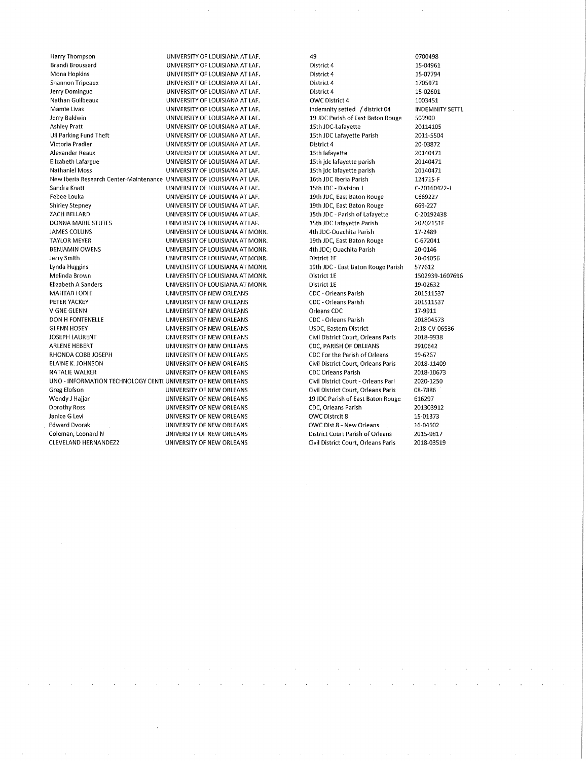| | | | |
|---|---|---|---|
| Harry Thompson | UNIVERSITY OF LOUISIANA AT LAF. | 49 | 0700498 |
| Brandi Broussard | UNIVERSITY OF LOUISIANA AT LAF. | District 4 | 15-04961 |
| Mona Hopkins | UNIVERSITY OF LOUISIANA AT LAF. | District 4 | 15-07794 |
| Shannon Tripeaux | UNIVERSITY OF LOUISIANA AT LAF. | District 4 | 1705971 |
| Jerry Domingue | UNIVERSITY OF LOUISIANA AT LAF. | District 4 | 15-02601 |
| Nathan Guilbeaux | UNIVERSITY OF LOUISIANA AT LAF. | OWC District 4 | 1003451 |
| Mamie Livas | UNIVERSITY OF LOUISIANA AT LAF. | indemnity setted / district 04 | INDEMNITY SETTL |
| Jerry Baldwin | UNIVERSITY OF LOUISIANA AT LAF. | 19 JDC Parish of East Baton Rouge | 509900 |
| Ashley Pratt | UNIVERSITY OF LOUISIANA AT LAF. | 15th JDC-Lafayette | 20114105 |
| Ull Parking Fund Theft | UNIVERSITY OF LOUISIANA AT LAF. | 15th JDC Lafayette Parish | 2011-5504 |
| Victoria Pradier | UNIVERSITY OF LOUISIANA AT LAF. | District 4 | 20-03872 |
| Alexander Reaux | UNIVERSITY OF LOUISIANA AT LAF. | 15th lafayette | 20140471 |
| Elizabeth Lafargue | UNIVERSITY OF LOUISIANA AT LAF. | 15th jdc lafayette parish | 20140471 |
| Nathaniel Moss | UNIVERSITY OF LOUISIANA AT LAF. | 15th jdc lafayette parish | 20140471 |
| New Iberia Research Center-Maintenance | UNIVERSITY OF LOUISIANA AT LAF. | 16th JDC Iberia Parish | 124715-F |
| Sandra Knatt | UNIVERSITY OF LOUISIANA AT LAF. | 15th JDC - Division J | C-20160422-J |
| Febee Louka | UNIVERSITY OF LOUISIANA AT LAF. | 19th JDC, East Baton Rouge | C669227 |
| Shirley Stepney | UNIVERSITY OF LOUISIANA AT LAF. | 19th JDC, East Baton Rouge | 669-227 |
| ZACH BELLARD | UNIVERSITY OF LOUISIANA AT LAF. | 15th JDC - Parish of Lafayette | C-20192438 |
| DONNA MARIE STUTES | UNIVERSITY OF LOUISIANA AT LAF. | 15th JDC Lafayette Parish | 20202151E |
| JAMES COLLINS | UNIVERSITY OF LOUISIANA AT MONR. | 4th JDC-Ouachita Parish | 17-2489 |
| TAYLOR MEYER | UNIVERSITY OF LOUISIANA AT MONR. | 19th JDC, East Baton Rouge | C-672041 |
| BENJAMIN OWENS | UNIVERSITY OF LOUISIANA AT MONR. | 4th JDC; Ouachita Parish | 20-0146 |
| Jerry Smith | UNIVERSITY OF LOUISIANA AT MONR. | District 1E | 20-04056 |
| Lynda Huggins | UNIVERSITY OF LOUISIANA AT MONR. | 19th JDC - East Baton Rouge Parish | 577612 |
| Melinda Brown | UNIVERSITY OF LOUISIANA AT MONR. | District 1E | 1502939-1607696 |
| Elizabeth A Sanders | UNIVERSITY OF LOUISIANA AT MONR. | District 1E | 19-02632 |
| MAHTAB LODHI | UNIVERSITY OF NEW ORLEANS | CDC - Orleans Parish | 201511537 |
| PETER YACKEY | UNIVERSITY OF NEW ORLEANS | CDC - Orleans Parish | 201511537 |
| VIGNE GLENN | UNIVERSITY OF NEW ORLEANS | Orleans CDC | 17-9911 |
| DON H FONTENELLE | UNIVERSITY OF NEW ORLEANS | CDC - Orleans Parish | 201804573 |
| GLENN HOSEY | UNIVERSITY OF NEW ORLEANS | USDC, Eastern District | 2:18-CV-06536 |
| JOSEPH LAURENT | UNIVERSITY OF NEW ORLEANS | Civil District Court, Orleans Paris | 2018-9938 |
| ARLENE HEBERT | UNIVERSITY OF NEW ORLEANS | CDC, PARISH OF ORLEANS | 1910642 |
| RHONDA COBB JOSEPH | UNIVERSITY OF NEW ORLEANS | CDC For the Parish of Orleans | 19-6267 |
| ELAINE K. JOHNSON | UNIVERSITY OF NEW ORLEANS | Civil District Court, Orleans Paris | 2018-11409 |
| NATALIE WALKER | UNIVERSITY OF NEW ORLEANS | CDC Orleans Parish | 2018-10673 |
| UNO - INFORMATION TECHNOLOGY CENTI | UNIVERSITY OF NEW ORLEANS | Civil District Court - Orleans Pari | 2020-1250 |
| Greg Elofson | UNIVERSITY OF NEW ORLEANS | Civil District Court, Orleans Paris | 08-7886 |
| Wendy J Hajjar | UNIVERSITY OF NEW ORLEANS | 19 JDC Parish of East Baton Rouge | 616297 |
| Dorothy Ross | UNIVERSITY OF NEW ORLEANS | CDC, Orleans Parish | 201303912 |
| Janice G Levi | UNIVERSITY OF NEW ORLEANS | OWC Distrcit 8 | 15-01373 |
| Edward Dvorak | UNIVERSITY OF NEW ORLEANS | OWC Dist 8 - New Orleans | 16-04502 |
| Coleman, Leonard N | UNIVERSITY OF NEW ORLEANS | District Court Parish of Orleans | 2015-9817 |
| CLEVELAND HERNANDEZ2 | UNIVERSITY OF NEW ORLEANS | Civil District Court, Orleans Paris | 2018-03519 |